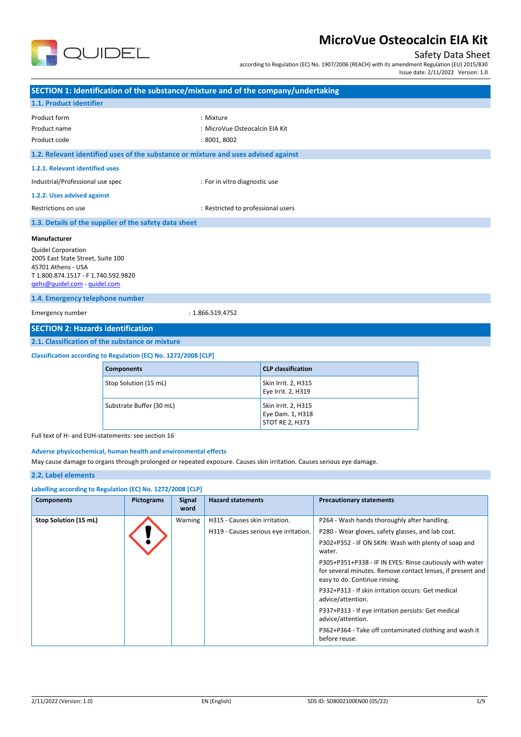# MicroVue Osteocalcin EIA Kit

Safety Data Sheet

according to Regulation (EC) No. 1907/2006 (REACH) with its amendment Regulation (EU) 2015/830

Issue date: 2/11/2022 Version: 1.0

## SECTION 1: Identification of the substance/mixture and of the company/undertaking

### 1.1. Product identifier

Product form : Mixture

Product name : MicroVue Osteocalcin EIA Kit

Product code : 8001, 8002

### 1.2. Relevant identified uses of the substance or mixture and uses advised against

#### 1.2.1. Relevant identified uses

Industrial/Professional use spec : For in vitro diagnostic use

#### 1.2.2. Uses advised against

Restrictions on use : Restricted to professional users

### 1.3. Details of the supplier of the safety data sheet

**Manufacturer**

Quidel Corporation
2005 East State Street, Suite 100
45701 Athens - USA
T 1.800.874.1517 - F 1.740.592.9820
qehs@quidel.com - quidel.com

### 1.4. Emergency telephone number

Emergency number : 1.866.519.4752

## SECTION 2: Hazards identification

### 2.1. Classification of the substance or mixture

**Classification according to Regulation (EC) No. 1272/2008 [CLP]**

| Components | CLP classification |
| --- | --- |
| Stop Solution (15 mL) | Skin Irrit. 2, H315<br>Eye Irrit. 2, H319 |
| Substrate Buffer (30 mL) | Skin Irrit. 2, H315<br>Eye Dam. 1, H318<br>STOT RE 2, H373 |

Full text of H- and EUH-statements: see section 16

**Adverse physicochemical, human health and environmental effects**

May cause damage to organs through prolonged or repeated exposure. Causes skin irritation. Causes serious eye damage.

### 2.2. Label elements

**Labelling according to Regulation (EC) No. 1272/2008 [CLP]**

| Components | Pictograms | Signal word | Hazard statements | Precautionary statements |
| --- | --- | --- | --- | --- |
| **Stop Solution (15 mL)** | | Warning | H315 - Causes skin irritation.<br>H319 - Causes serious eye irritation. | P264 - Wash hands thoroughly after handling.<br>P280 - Wear gloves, safety glasses, and lab coat.<br>P302+P352 - IF ON SKIN: Wash with plenty of soap and water.<br>P305+P351+P338 - IF IN EYES: Rinse cautiously with water for several minutes. Remove contact lenses, if present and easy to do. Continue rinsing.<br>P332+P313 - If skin irritation occurs: Get medical advice/attention.<br>P337+P313 - If eye irritation persists: Get medical advice/attention.<br>P362+P364 - Take off contaminated clothing and wash it before reuse. |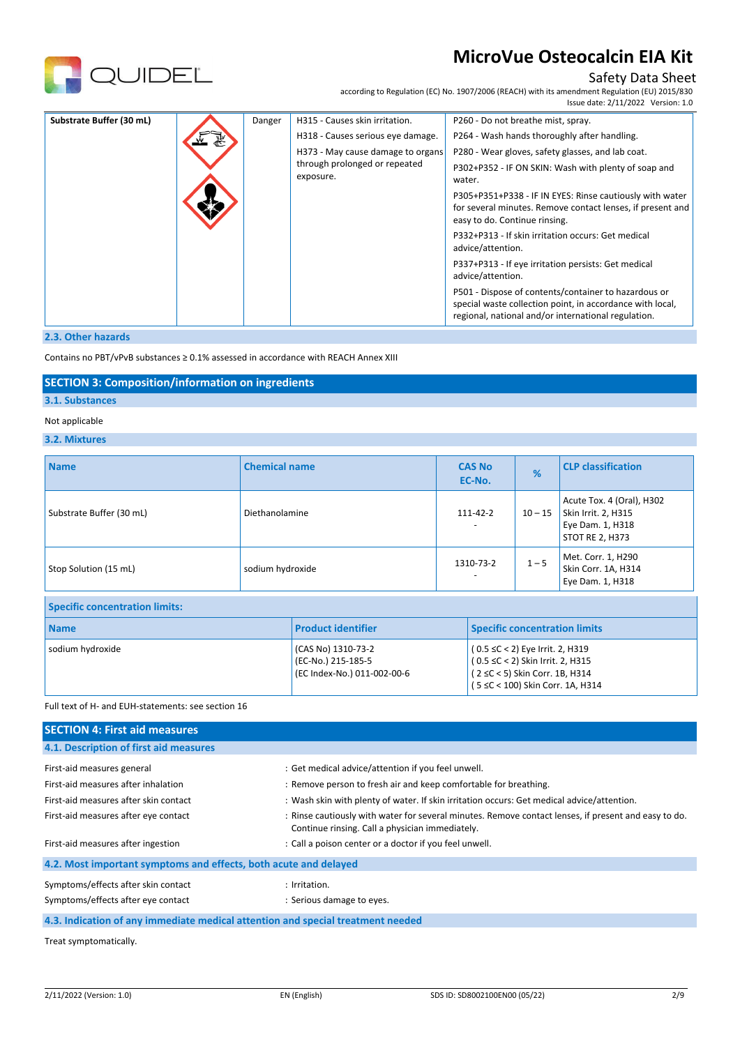| Substrate Buffer (30 mL) | | Danger | H315 - Causes skin irritation.<br>H318 - Causes serious eye damage.<br>H373 - May cause damage to organs through prolonged or repeated exposure. | P260 - Do not breathe mist, spray.<br>P264 - Wash hands thoroughly after handling.<br>P280 - Wear gloves, safety glasses, and lab coat.<br>P302+P352 - IF ON SKIN: Wash with plenty of soap and water.<br>P305+P351+P338 - IF IN EYES: Rinse cautiously with water for several minutes. Remove contact lenses, if present and easy to do. Continue rinsing.<br>P332+P313 - If skin irritation occurs: Get medical advice/attention.<br>P337+P313 - If eye irritation persists: Get medical advice/attention.<br>P501 - Dispose of contents/container to hazardous or special waste collection point, in accordance with local, regional, national and/or international regulation. |
|---|---|---|---|---|

### 2.3. Other hazards

Contains no PBT/vPvB substances ≥ 0.1% assessed in accordance with REACH Annex XIII

## SECTION 3: Composition/information on ingredients

### 3.1. Substances

Not applicable

### 3.2. Mixtures

| Name | Chemical name | CAS No<br>EC-No. | % | CLP classification |
|---|---|---|---|---|
| Substrate Buffer (30 mL) | Diethanolamine | 111-42-2<br>- | 10 – 15 | Acute Tox. 4 (Oral), H302<br>Skin Irrit. 2, H315<br>Eye Dam. 1, H318<br>STOT RE 2, H373 |
| Stop Solution (15 mL) | sodium hydroxide | 1310-73-2<br>- | 1 – 5 | Met. Corr. 1, H290<br>Skin Corr. 1A, H314<br>Eye Dam. 1, H318 |

**Specific concentration limits:**

| Name | Product identifier | Specific concentration limits |
|---|---|---|
| sodium hydroxide | (CAS No) 1310-73-2<br>(EC-No.) 215-185-5<br>(EC Index-No.) 011-002-00-6 | ( 0.5 ≤C < 2) Eye Irrit. 2, H319<br>( 0.5 ≤C < 2) Skin Irrit. 2, H315<br>( 2 ≤C < 5) Skin Corr. 1B, H314<br>( 5 ≤C < 100) Skin Corr. 1A, H314 |

Full text of H- and EUH-statements: see section 16

## SECTION 4: First aid measures

### 4.1. Description of first aid measures

First-aid measures general : Get medical advice/attention if you feel unwell.

First-aid measures after inhalation : Remove person to fresh air and keep comfortable for breathing.

First-aid measures after skin contact : Wash skin with plenty of water. If skin irritation occurs: Get medical advice/attention.

First-aid measures after eye contact : Rinse cautiously with water for several minutes. Remove contact lenses, if present and easy to do. Continue rinsing. Call a physician immediately.

First-aid measures after ingestion : Call a poison center or a doctor if you feel unwell.

### 4.2. Most important symptoms and effects, both acute and delayed

Symptoms/effects after skin contact : Irritation.

Symptoms/effects after eye contact : Serious damage to eyes.

### 4.3. Indication of any immediate medical attention and special treatment needed

Treat symptomatically.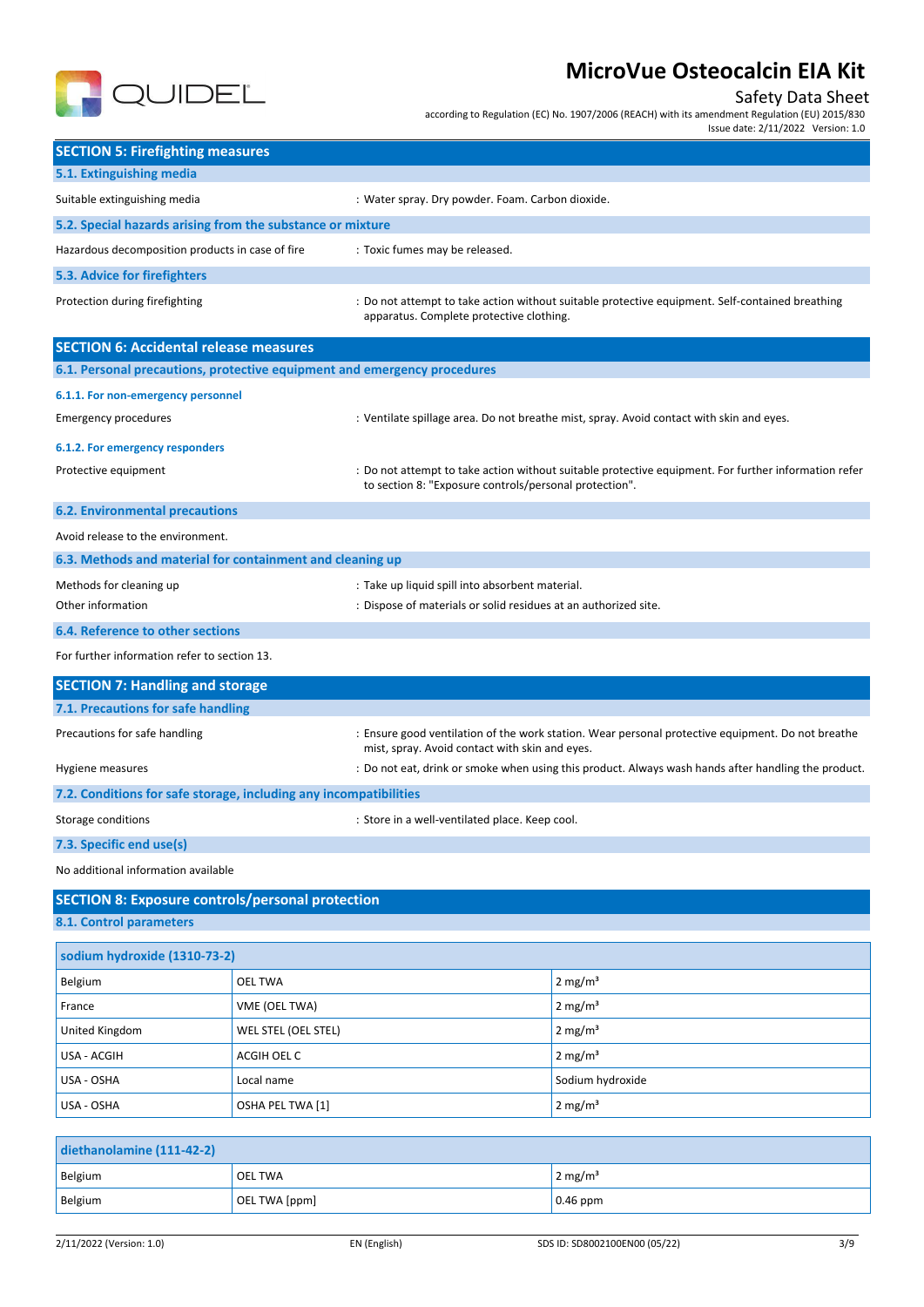## SECTION 5: Firefighting measures

### 5.1. Extinguishing media

Suitable extinguishing media : Water spray. Dry powder. Foam. Carbon dioxide.

### 5.2. Special hazards arising from the substance or mixture

Hazardous decomposition products in case of fire : Toxic fumes may be released.

### 5.3. Advice for firefighters

Protection during firefighting : Do not attempt to take action without suitable protective equipment. Self-contained breathing apparatus. Complete protective clothing.

## SECTION 6: Accidental release measures

### 6.1. Personal precautions, protective equipment and emergency procedures

#### 6.1.1. For non-emergency personnel

Emergency procedures : Ventilate spillage area. Do not breathe mist, spray. Avoid contact with skin and eyes.

#### 6.1.2. For emergency responders

Protective equipment : Do not attempt to take action without suitable protective equipment. For further information refer to section 8: "Exposure controls/personal protection".

### 6.2. Environmental precautions

Avoid release to the environment.

### 6.3. Methods and material for containment and cleaning up

Methods for cleaning up : Take up liquid spill into absorbent material.

Other information : Dispose of materials or solid residues at an authorized site.

### 6.4. Reference to other sections

For further information refer to section 13.

## SECTION 7: Handling and storage

### 7.1. Precautions for safe handling

Precautions for safe handling : Ensure good ventilation of the work station. Wear personal protective equipment. Do not breathe mist, spray. Avoid contact with skin and eyes.

Hygiene measures : Do not eat, drink or smoke when using this product. Always wash hands after handling the product.

### 7.2. Conditions for safe storage, including any incompatibilities

Storage conditions : Store in a well-ventilated place. Keep cool.

### 7.3. Specific end use(s)

No additional information available

## SECTION 8: Exposure controls/personal protection

### 8.1. Control parameters

| sodium hydroxide (1310-73-2) | | |
|---|---|---|
| Belgium | OEL TWA | 2 mg/m³ |
| France | VME (OEL TWA) | 2 mg/m³ |
| United Kingdom | WEL STEL (OEL STEL) | 2 mg/m³ |
| USA - ACGIH | ACGIH OEL C | 2 mg/m³ |
| USA - OSHA | Local name | Sodium hydroxide |
| USA - OSHA | OSHA PEL TWA [1] | 2 mg/m³ |

| diethanolamine (111-42-2) | | |
|---|---|---|
| Belgium | OEL TWA | 2 mg/m³ |
| Belgium | OEL TWA [ppm] | 0.46 ppm |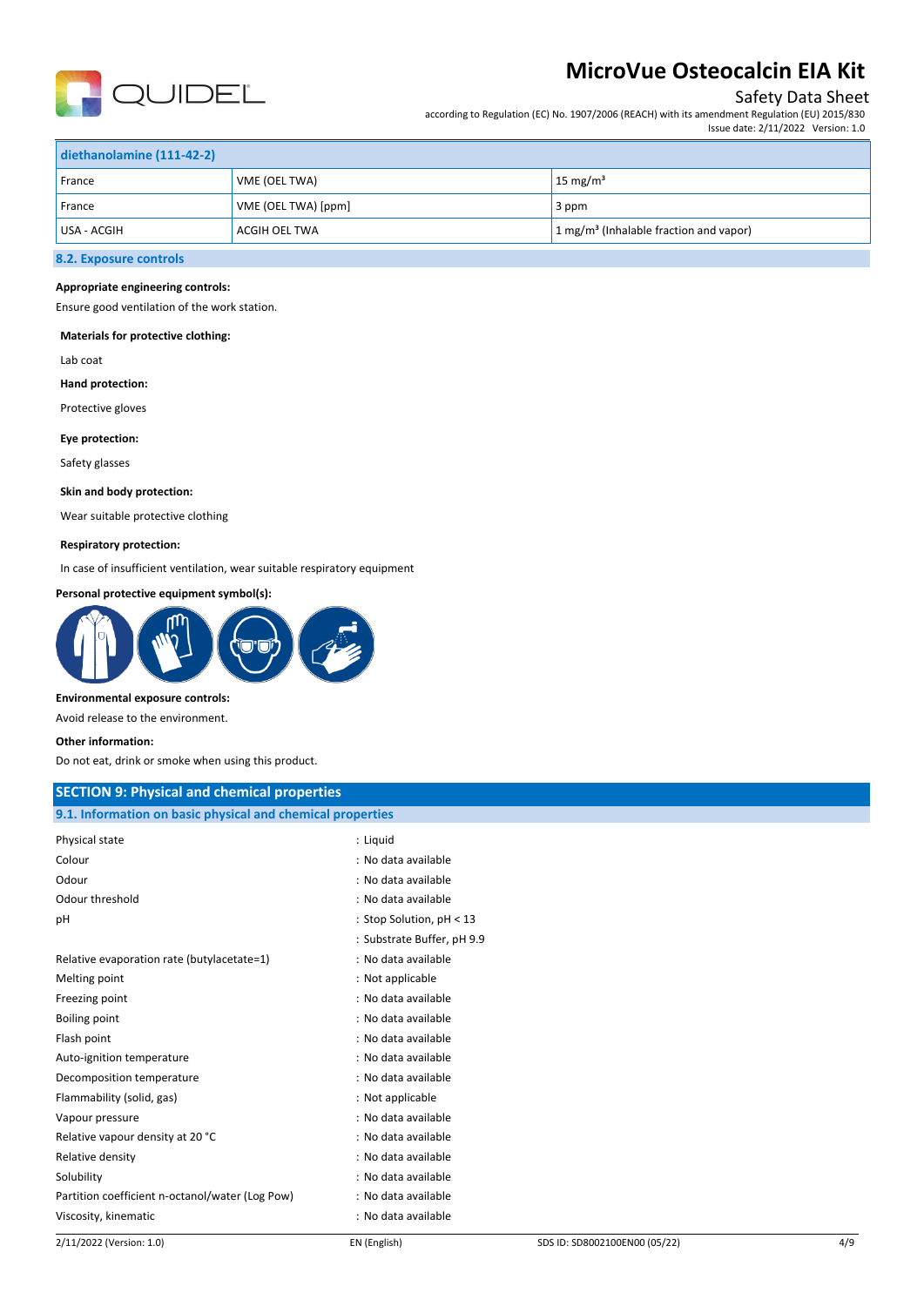| diethanolamine (111-42-2) | | |
|---|---|---|
| France | VME (OEL TWA) | 15 mg/m³ |
| France | VME (OEL TWA) [ppm] | 3 ppm |
| USA - ACGIH | ACGIH OEL TWA | 1 mg/m³ (Inhalable fraction and vapor) |

### 8.2. Exposure controls

**Appropriate engineering controls:**

Ensure good ventilation of the work station.

**Materials for protective clothing:**

Lab coat

**Hand protection:**

Protective gloves

**Eye protection:**

Safety glasses

**Skin and body protection:**

Wear suitable protective clothing

**Respiratory protection:**

In case of insufficient ventilation, wear suitable respiratory equipment

**Personal protective equipment symbol(s):**

**Environmental exposure controls:**

Avoid release to the environment.

**Other information:**

Do not eat, drink or smoke when using this product.

## SECTION 9: Physical and chemical properties

### 9.1. Information on basic physical and chemical properties

| | |
|---|---|
| Physical state | : Liquid |
| Colour | : No data available |
| Odour | : No data available |
| Odour threshold | : No data available |
| pH | : Stop Solution, pH < 13 |
| | : Substrate Buffer, pH 9.9 |
| Relative evaporation rate (butylacetate=1) | : No data available |
| Melting point | : Not applicable |
| Freezing point | : No data available |
| Boiling point | : No data available |
| Flash point | : No data available |
| Auto-ignition temperature | : No data available |
| Decomposition temperature | : No data available |
| Flammability (solid, gas) | : Not applicable |
| Vapour pressure | : No data available |
| Relative vapour density at 20 °C | : No data available |
| Relative density | : No data available |
| Solubility | : No data available |
| Partition coefficient n-octanol/water (Log Pow) | : No data available |
| Viscosity, kinematic | : No data available |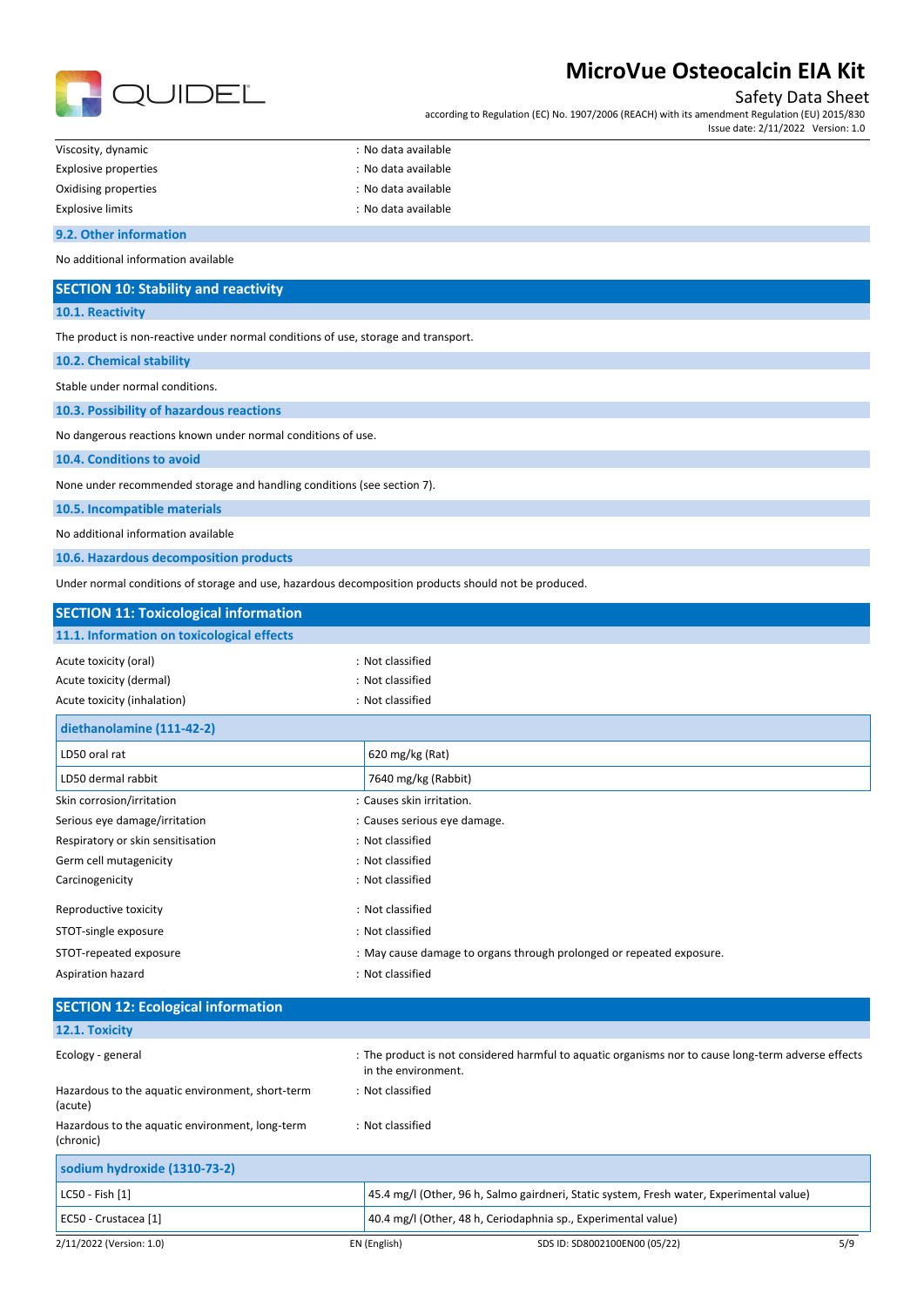| | |
|---|---|
| Viscosity, dynamic | : No data available |
| Explosive properties | : No data available |
| Oxidising properties | : No data available |
| Explosive limits | : No data available |

### 9.2. Other information

No additional information available

## SECTION 10: Stability and reactivity

### 10.1. Reactivity

The product is non-reactive under normal conditions of use, storage and transport.

### 10.2. Chemical stability

Stable under normal conditions.

### 10.3. Possibility of hazardous reactions

No dangerous reactions known under normal conditions of use.

### 10.4. Conditions to avoid

None under recommended storage and handling conditions (see section 7).

### 10.5. Incompatible materials

No additional information available

### 10.6. Hazardous decomposition products

Under normal conditions of storage and use, hazardous decomposition products should not be produced.

## SECTION 11: Toxicological information

### 11.1. Information on toxicological effects

| | |
|---|---|
| Acute toxicity (oral) | : Not classified |
| Acute toxicity (dermal) | : Not classified |
| Acute toxicity (inhalation) | : Not classified |

| diethanolamine (111-42-2) | |
|---|---|
| LD50 oral rat | 620 mg/kg (Rat) |
| LD50 dermal rabbit | 7640 mg/kg (Rabbit) |

| | |
|---|---|
| Skin corrosion/irritation | : Causes skin irritation. |
| Serious eye damage/irritation | : Causes serious eye damage. |
| Respiratory or skin sensitisation | : Not classified |
| Germ cell mutagenicity | : Not classified |
| Carcinogenicity | : Not classified |
| Reproductive toxicity | : Not classified |
| STOT-single exposure | : Not classified |
| STOT-repeated exposure | : May cause damage to organs through prolonged or repeated exposure. |
| Aspiration hazard | : Not classified |

## SECTION 12: Ecological information

### 12.1. Toxicity

| | |
|---|---|
| Ecology - general | : The product is not considered harmful to aquatic organisms nor to cause long-term adverse effects in the environment. |
| Hazardous to the aquatic environment, short-term (acute) | : Not classified |
| Hazardous to the aquatic environment, long-term (chronic) | : Not classified |

| sodium hydroxide (1310-73-2) | |
|---|---|
| LC50 - Fish [1] | 45.4 mg/l (Other, 96 h, Salmo gairdneri, Static system, Fresh water, Experimental value) |
| EC50 - Crustacea [1] | 40.4 mg/l (Other, 48 h, Ceriodaphnia sp., Experimental value) |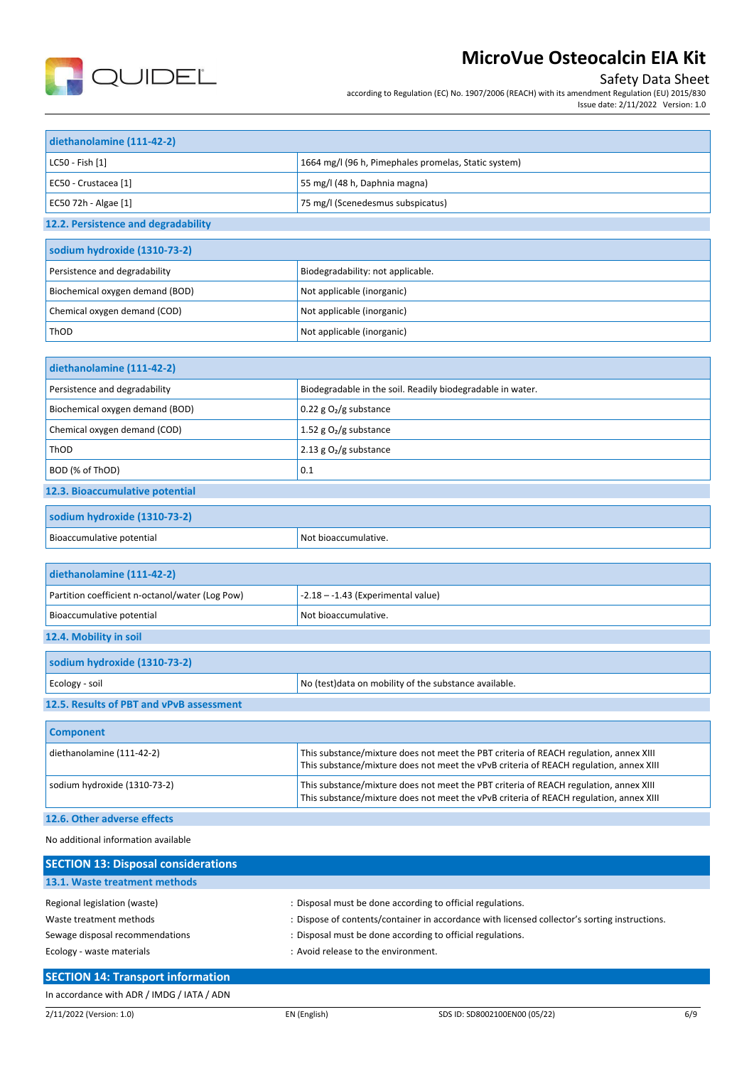| diethanolamine (111-42-2) | |
|---|---|
| LC50 - Fish [1] | 1664 mg/l (96 h, Pimephales promelas, Static system) |
| EC50 - Crustacea [1] | 55 mg/l (48 h, Daphnia magna) |
| EC50 72h - Algae [1] | 75 mg/l (Scenedesmus subspicatus) |

### 12.2. Persistence and degradability

| sodium hydroxide (1310-73-2) | |
|---|---|
| Persistence and degradability | Biodegradability: not applicable. |
| Biochemical oxygen demand (BOD) | Not applicable (inorganic) |
| Chemical oxygen demand (COD) | Not applicable (inorganic) |
| ThOD | Not applicable (inorganic) |

| diethanolamine (111-42-2) | |
|---|---|
| Persistence and degradability | Biodegradable in the soil. Readily biodegradable in water. |
| Biochemical oxygen demand (BOD) | 0.22 g $O_2$/g substance |
| Chemical oxygen demand (COD) | 1.52 g $O_2$/g substance |
| ThOD | 2.13 g $O_2$/g substance |
| BOD (% of ThOD) | 0.1 |

### 12.3. Bioaccumulative potential

| sodium hydroxide (1310-73-2) | |
|---|---|
| Bioaccumulative potential | Not bioaccumulative. |

| diethanolamine (111-42-2) | |
|---|---|
| Partition coefficient n-octanol/water (Log Pow) | -2.18 – -1.43 (Experimental value) |
| Bioaccumulative potential | Not bioaccumulative. |

### 12.4. Mobility in soil

| sodium hydroxide (1310-73-2) | |
|---|---|
| Ecology - soil | No (test)data on mobility of the substance available. |

### 12.5. Results of PBT and vPvB assessment

| Component | |
|---|---|
| diethanolamine (111-42-2) | This substance/mixture does not meet the PBT criteria of REACH regulation, annex XIII<br>This substance/mixture does not meet the vPvB criteria of REACH regulation, annex XIII |
| sodium hydroxide (1310-73-2) | This substance/mixture does not meet the PBT criteria of REACH regulation, annex XIII<br>This substance/mixture does not meet the vPvB criteria of REACH regulation, annex XIII |

### 12.6. Other adverse effects

No additional information available

## SECTION 13: Disposal considerations

### 13.1. Waste treatment methods

Regional legislation (waste) : Disposal must be done according to official regulations.

Waste treatment methods : Dispose of contents/container in accordance with licensed collector's sorting instructions.

Sewage disposal recommendations : Disposal must be done according to official regulations.

Ecology - waste materials : Avoid release to the environment.

## SECTION 14: Transport information

In accordance with ADR / IMDG / IATA / ADN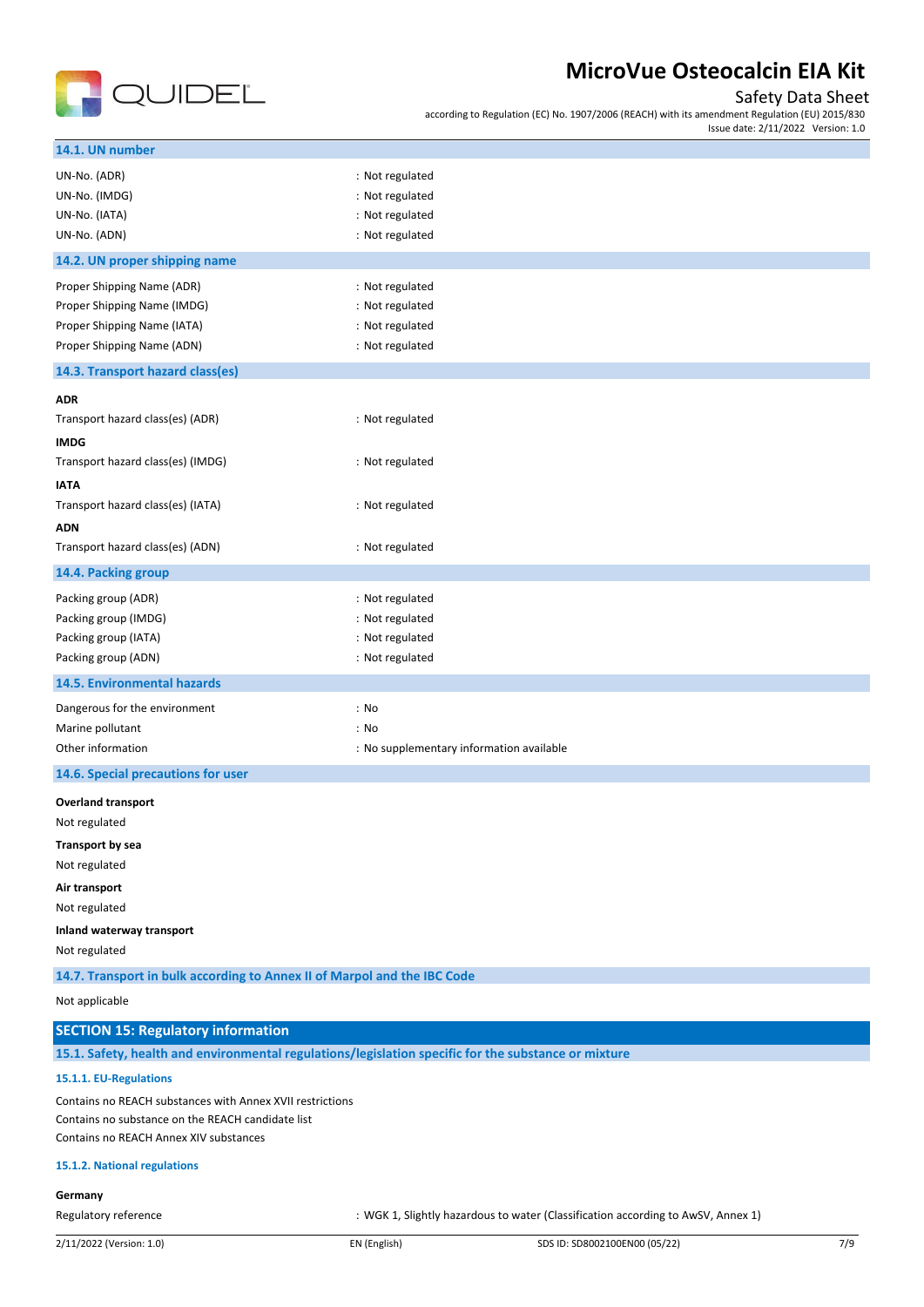### 14.1. UN number

| | |
|---|---|
| UN-No. (ADR) | : Not regulated |
| UN-No. (IMDG) | : Not regulated |
| UN-No. (IATA) | : Not regulated |
| UN-No. (ADN) | : Not regulated |

### 14.2. UN proper shipping name

| | |
|---|---|
| Proper Shipping Name (ADR) | : Not regulated |
| Proper Shipping Name (IMDG) | : Not regulated |
| Proper Shipping Name (IATA) | : Not regulated |
| Proper Shipping Name (ADN) | : Not regulated |

### 14.3. Transport hazard class(es)

**ADR**

Transport hazard class(es) (ADR) : Not regulated

**IMDG**

Transport hazard class(es) (IMDG) : Not regulated

**IATA**

Transport hazard class(es) (IATA) : Not regulated

**ADN**

Transport hazard class(es) (ADN) : Not regulated

### 14.4. Packing group

| | |
|---|---|
| Packing group (ADR) | : Not regulated |
| Packing group (IMDG) | : Not regulated |
| Packing group (IATA) | : Not regulated |
| Packing group (ADN) | : Not regulated |

### 14.5. Environmental hazards

| | |
|---|---|
| Dangerous for the environment | : No |
| Marine pollutant | : No |
| Other information | : No supplementary information available |

### 14.6. Special precautions for user

**Overland transport**

Not regulated

**Transport by sea**

Not regulated

**Air transport**

Not regulated

**Inland waterway transport**

Not regulated

### 14.7. Transport in bulk according to Annex II of Marpol and the IBC Code

Not applicable

## SECTION 15: Regulatory information

### 15.1. Safety, health and environmental regulations/legislation specific for the substance or mixture

#### 15.1.1. EU-Regulations

Contains no REACH substances with Annex XVII restrictions
Contains no substance on the REACH candidate list
Contains no REACH Annex XIV substances

#### 15.1.2. National regulations

**Germany**

Regulatory reference : WGK 1, Slightly hazardous to water (Classification according to AwSV, Annex 1)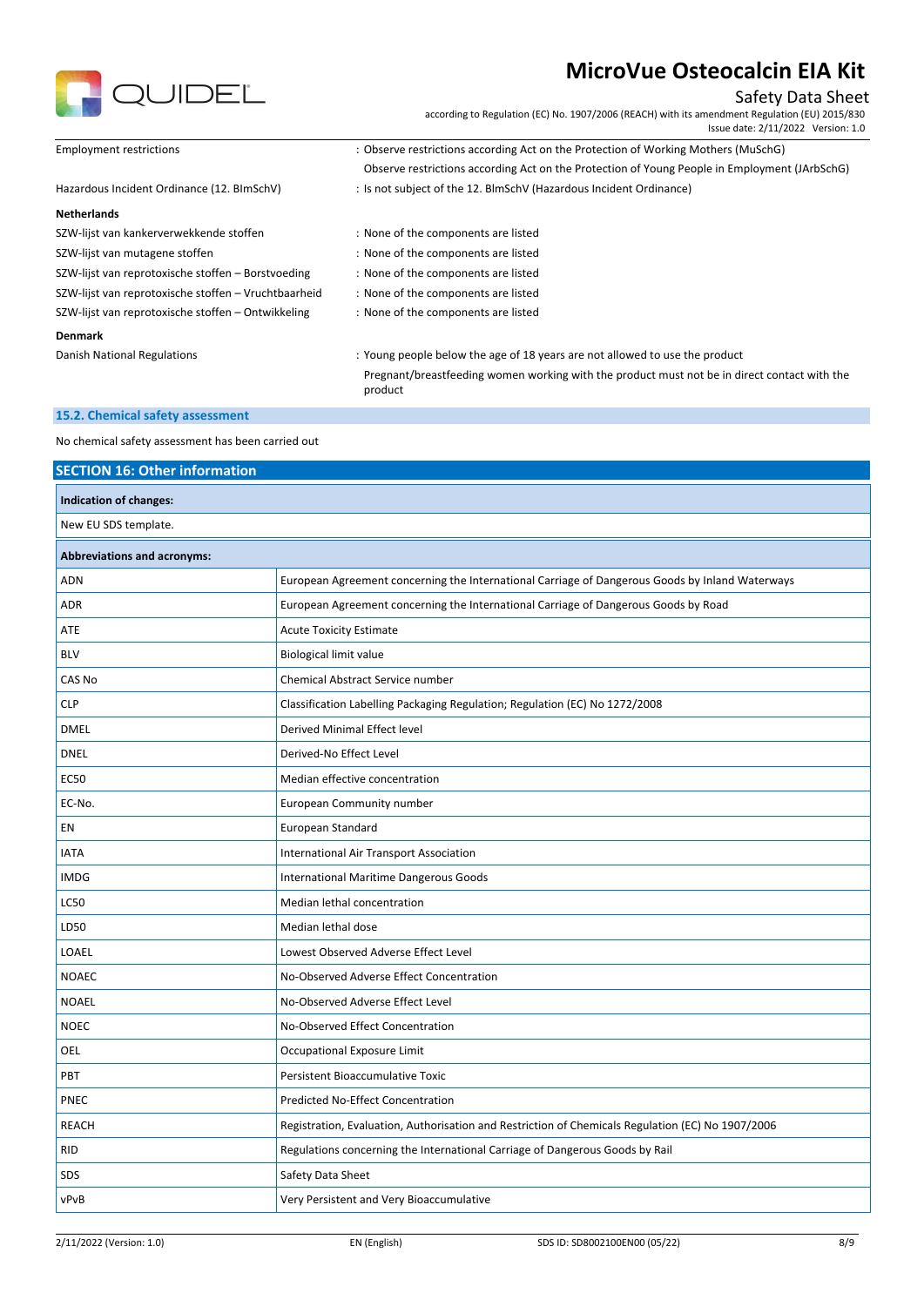| | |
|---|---|
| Employment restrictions | : Observe restrictions according Act on the Protection of Working Mothers (MuSchG) |
| | Observe restrictions according Act on the Protection of Young People in Employment (JArbSchG) |
| Hazardous Incident Ordinance (12. BImSchV) | : Is not subject of the 12. BlmSchV (Hazardous Incident Ordinance) |

**Netherlands**

| | |
|---|---|
| SZW-lijst van kankerverwekkende stoffen | : None of the components are listed |
| SZW-lijst van mutagene stoffen | : None of the components are listed |
| SZW-lijst van reprotoxische stoffen – Borstvoeding | : None of the components are listed |
| SZW-lijst van reprotoxische stoffen – Vruchtbaarheid | : None of the components are listed |
| SZW-lijst van reprotoxische stoffen – Ontwikkeling | : None of the components are listed |

**Denmark**

| | |
|---|---|
| Danish National Regulations | : Young people below the age of 18 years are not allowed to use the product |
| | Pregnant/breastfeeding women working with the product must not be in direct contact with the product |

### 15.2. Chemical safety assessment

No chemical safety assessment has been carried out

## SECTION 16: Other information

**Indication of changes:**

New EU SDS template.

| Abbreviations and acronyms: | |
|---|---|
| ADN | European Agreement concerning the International Carriage of Dangerous Goods by Inland Waterways |
| ADR | European Agreement concerning the International Carriage of Dangerous Goods by Road |
| ATE | Acute Toxicity Estimate |
| BLV | Biological limit value |
| CAS No | Chemical Abstract Service number |
| CLP | Classification Labelling Packaging Regulation; Regulation (EC) No 1272/2008 |
| DMEL | Derived Minimal Effect level |
| DNEL | Derived-No Effect Level |
| EC50 | Median effective concentration |
| EC-No. | European Community number |
| EN | European Standard |
| IATA | International Air Transport Association |
| IMDG | International Maritime Dangerous Goods |
| LC50 | Median lethal concentration |
| LD50 | Median lethal dose |
| LOAEL | Lowest Observed Adverse Effect Level |
| NOAEC | No-Observed Adverse Effect Concentration |
| NOAEL | No-Observed Adverse Effect Level |
| NOEC | No-Observed Effect Concentration |
| OEL | Occupational Exposure Limit |
| PBT | Persistent Bioaccumulative Toxic |
| PNEC | Predicted No-Effect Concentration |
| REACH | Registration, Evaluation, Authorisation and Restriction of Chemicals Regulation (EC) No 1907/2006 |
| RID | Regulations concerning the International Carriage of Dangerous Goods by Rail |
| SDS | Safety Data Sheet |
| vPvB | Very Persistent and Very Bioaccumulative |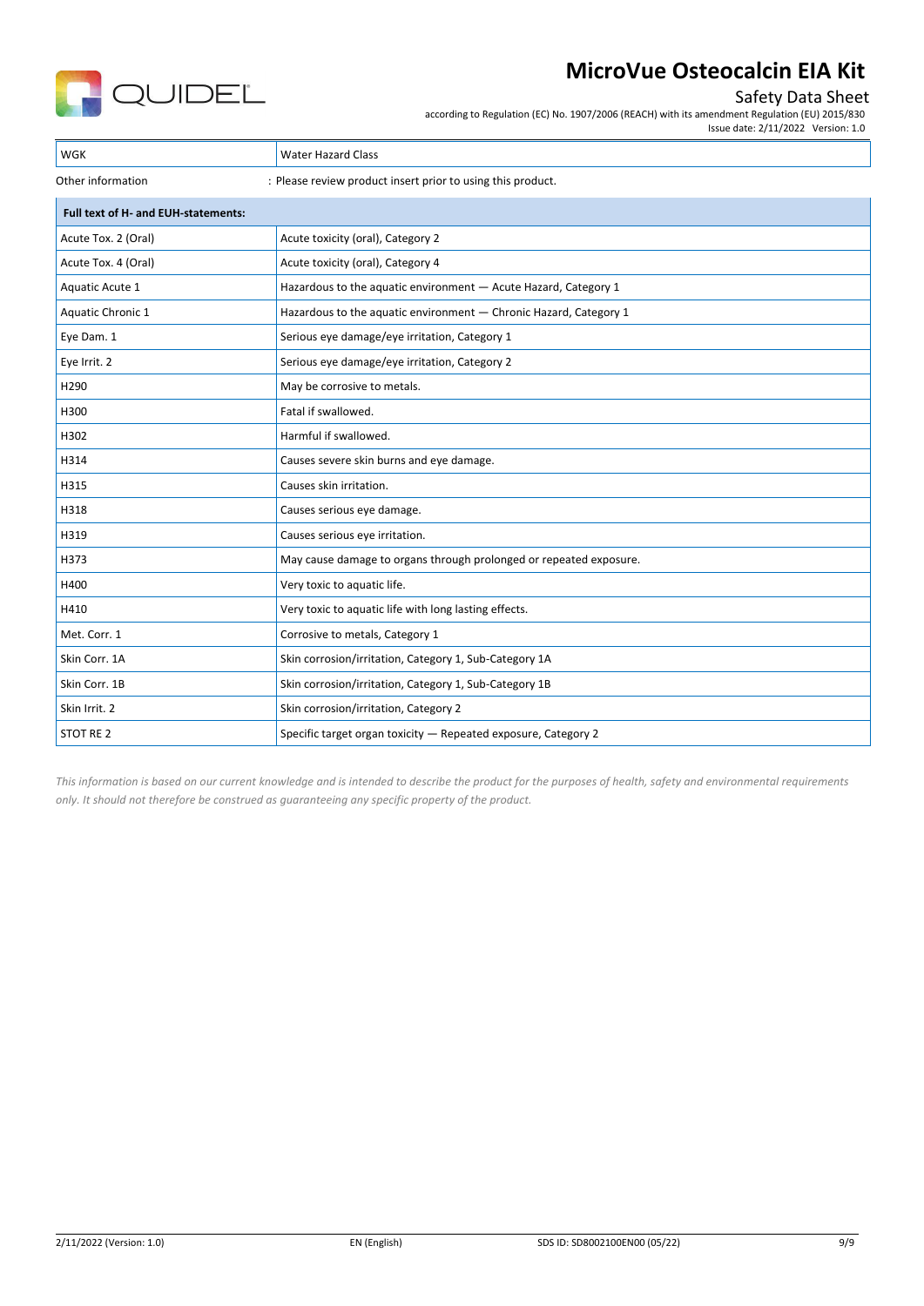| | |
|---|---|
| WGK | Water Hazard Class |

Other information : Please review product insert prior to using this product.

| Full text of H- and EUH-statements: | |
|---|---|
| Acute Tox. 2 (Oral) | Acute toxicity (oral), Category 2 |
| Acute Tox. 4 (Oral) | Acute toxicity (oral), Category 4 |
| Aquatic Acute 1 | Hazardous to the aquatic environment — Acute Hazard, Category 1 |
| Aquatic Chronic 1 | Hazardous to the aquatic environment — Chronic Hazard, Category 1 |
| Eye Dam. 1 | Serious eye damage/eye irritation, Category 1 |
| Eye Irrit. 2 | Serious eye damage/eye irritation, Category 2 |
| H290 | May be corrosive to metals. |
| H300 | Fatal if swallowed. |
| H302 | Harmful if swallowed. |
| H314 | Causes severe skin burns and eye damage. |
| H315 | Causes skin irritation. |
| H318 | Causes serious eye damage. |
| H319 | Causes serious eye irritation. |
| H373 | May cause damage to organs through prolonged or repeated exposure. |
| H400 | Very toxic to aquatic life. |
| H410 | Very toxic to aquatic life with long lasting effects. |
| Met. Corr. 1 | Corrosive to metals, Category 1 |
| Skin Corr. 1A | Skin corrosion/irritation, Category 1, Sub-Category 1A |
| Skin Corr. 1B | Skin corrosion/irritation, Category 1, Sub-Category 1B |
| Skin Irrit. 2 | Skin corrosion/irritation, Category 2 |
| STOT RE 2 | Specific target organ toxicity — Repeated exposure, Category 2 |

*This information is based on our current knowledge and is intended to describe the product for the purposes of health, safety and environmental requirements only. It should not therefore be construed as guaranteeing any specific property of the product.*